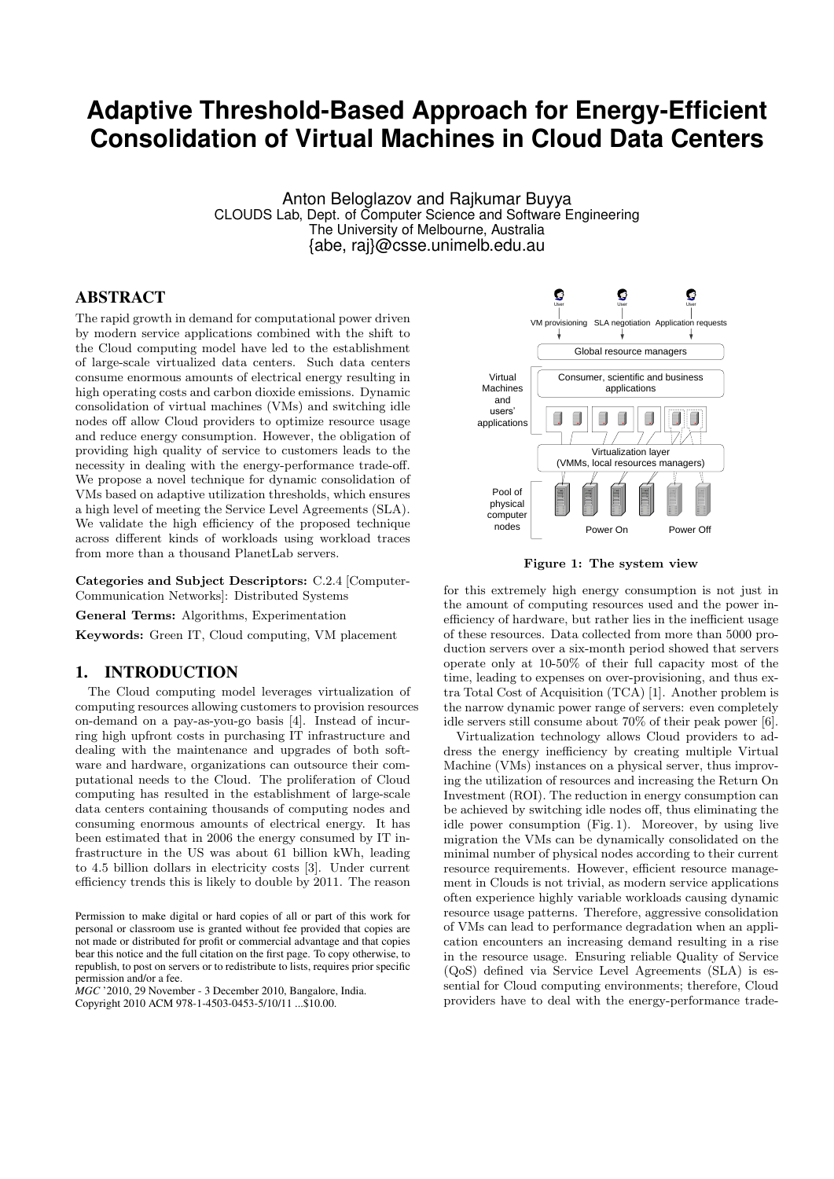# Adaptive Threshold-Based Approach for Energy-Efficient Consolidation of Virtual Machines in Cloud Data Centers

Anton Beloglazov and Rajkumar Buyya
CLOUDS Lab, Dept. of Computer Science and Software Engineering
The University of Melbourne, Australia
{abe, raj}@csse.unimelb.edu.au

## ABSTRACT

The rapid growth in demand for computational power driven by modern service applications combined with the shift to the Cloud computing model have led to the establishment of large-scale virtualized data centers. Such data centers consume enormous amounts of electrical energy resulting in high operating costs and carbon dioxide emissions. Dynamic consolidation of virtual machines (VMs) and switching idle nodes off allow Cloud providers to optimize resource usage and reduce energy consumption. However, the obligation of providing high quality of service to customers leads to the necessity in dealing with the energy-performance trade-off. We propose a novel technique for dynamic consolidation of VMs based on adaptive utilization thresholds, which ensures a high level of meeting the Service Level Agreements (SLA). We validate the high efficiency of the proposed technique across different kinds of workloads using workload traces from more than a thousand PlanetLab servers.

**Categories and Subject Descriptors:** C.2.4 [Computer-Communication Networks]: Distributed Systems

**General Terms:** Algorithms, Experimentation

**Keywords:** Green IT, Cloud computing, VM placement

## 1. INTRODUCTION

The Cloud computing model leverages virtualization of computing resources allowing customers to provision resources on-demand on a pay-as-you-go basis [4]. Instead of incurring high upfront costs in purchasing IT infrastructure and dealing with the maintenance and upgrades of both software and hardware, organizations can outsource their computational needs to the Cloud. The proliferation of Cloud computing has resulted in the establishment of large-scale data centers containing thousands of computing nodes and consuming enormous amounts of electrical energy. It has been estimated that in 2006 the energy consumed by IT infrastructure in the US was about 61 billion kWh, leading to 4.5 billion dollars in electricity costs [3]. Under current efficiency trends this is likely to double by 2011. The reason for this extremely high energy consumption is not just in the amount of computing resources used and the power inefficiency of hardware, but rather lies in the inefficient usage of these resources. Data collected from more than 5000 production servers over a six-month period showed that servers operate only at 10-50% of their full capacity most of the time, leading to expenses on over-provisioning, and thus extra Total Cost of Acquisition (TCA) [1]. Another problem is the narrow dynamic power range of servers: even completely idle servers still consume about 70% of their peak power [6].

User
User
User
VM provisioning
SLA negotiation
Application requests
Global resource managers
Virtual Machines and users' applications
Consumer, scientific and business applications
Virtualization layer (VMMs, local resources managers)
Pool of physical computer nodes
Power On
Power Off

**Figure 1: The system view**

Virtualization technology allows Cloud providers to address the energy inefficiency by creating multiple Virtual Machine (VMs) instances on a physical server, thus improving the utilization of resources and increasing the Return On Investment (ROI). The reduction in energy consumption can be achieved by switching idle nodes off, thus eliminating the idle power consumption (Fig. 1). Moreover, by using live migration the VMs can be dynamically consolidated on the minimal number of physical nodes according to their current resource requirements. However, efficient resource management in Clouds is not trivial, as modern service applications often experience highly variable workloads causing dynamic resource usage patterns. Therefore, aggressive consolidation of VMs can lead to performance degradation when an application encounters an increasing demand resulting in a rise in the resource usage. Ensuring reliable Quality of Service (QoS) defined via Service Level Agreements (SLA) is essential for Cloud computing environments; therefore, Cloud providers have to deal with the energy-performance trade-

Permission to make digital or hard copies of all or part of this work for personal or classroom use is granted without fee provided that copies are not made or distributed for profit or commercial advantage and that copies bear this notice and the full citation on the first page. To copy otherwise, to republish, to post on servers or to redistribute to lists, requires prior specific permission and/or a fee.
*MGC* '2010, 29 November - 3 December 2010, Bangalore, India.
Copyright 2010 ACM 978-1-4503-0453-5/10/11 ...$10.00.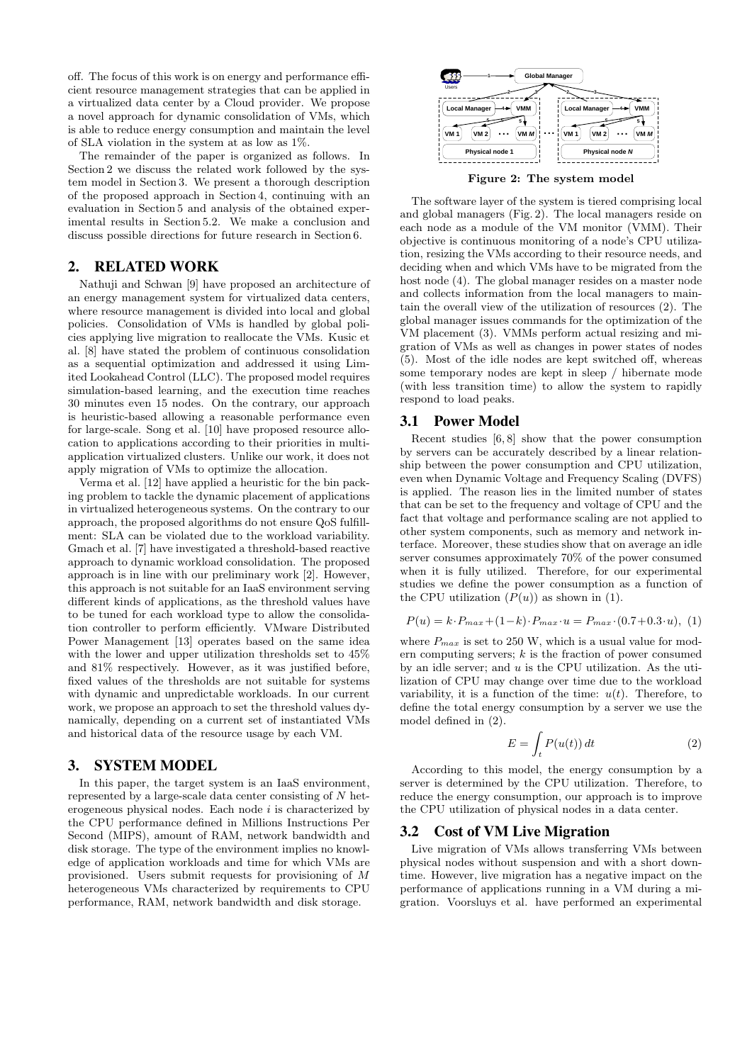off. The focus of this work is on energy and performance efficient resource management strategies that can be applied in a virtualized data center by a Cloud provider. We propose a novel approach for dynamic consolidation of VMs, which is able to reduce energy consumption and maintain the level of SLA violation in the system at as low as 1%.

The remainder of the paper is organized as follows. In Section 2 we discuss the related work followed by the system model in Section 3. We present a thorough description of the proposed approach in Section 4, continuing with an evaluation in Section 5 and analysis of the obtained experimental results in Section 5.2. We make a conclusion and discuss possible directions for future research in Section 6.

## 2. RELATED WORK

Nathuji and Schwan [9] have proposed an architecture of an energy management system for virtualized data centers, where resource management is divided into local and global policies. Consolidation of VMs is handled by global policies applying live migration to reallocate the VMs. Kusic et al. [8] have stated the problem of continuous consolidation as a sequential optimization and addressed it using Limited Lookahead Control (LLC). The proposed model requires simulation-based learning, and the execution time reaches 30 minutes even 15 nodes. On the contrary, our approach is heuristic-based allowing a reasonable performance even for large-scale. Song et al. [10] have proposed resource allocation to applications according to their priorities in multi-application virtualized clusters. Unlike our work, it does not apply migration of VMs to optimize the allocation.

Verma et al. [12] have applied a heuristic for the bin packing problem to tackle the dynamic placement of applications in virtualized heterogeneous systems. On the contrary to our approach, the proposed algorithms do not ensure QoS fulfillment: SLA can be violated due to the workload variability. Gmach et al. [7] have investigated a threshold-based reactive approach to dynamic workload consolidation. The proposed approach is in line with our preliminary work [2]. However, this approach is not suitable for an IaaS environment serving different kinds of applications, as the threshold values have to be tuned for each workload type to allow the consolidation controller to perform efficiently. VMware Distributed Power Management [13] operates based on the same idea with the lower and upper utilization thresholds set to 45% and 81% respectively. However, as it was justified before, fixed values of the thresholds are not suitable for systems with dynamic and unpredictable workloads. In our current work, we propose an approach to set the threshold values dynamically, depending on a current set of instantiated VMs and historical data of the resource usage by each VM.

## 3. SYSTEM MODEL

In this paper, the target system is an IaaS environment, represented by a large-scale data center consisting of $N$ heterogeneous physical nodes. Each node $i$ is characterized by the CPU performance defined in Millions Instructions Per Second (MIPS), amount of RAM, network bandwidth and disk storage. The type of the environment implies no knowledge of application workloads and time for which VMs are provisioned. Users submit requests for provisioning of $M$ heterogeneous VMs characterized by requirements to CPU performance, RAM, network bandwidth and disk storage.

**Figure 2: The system model**

The software layer of the system is tiered comprising local and global managers (Fig. 2). The local managers reside on each node as a module of the VM monitor (VMM). Their objective is continuous monitoring of a node's CPU utilization, resizing the VMs according to their resource needs, and deciding when and which VMs have to be migrated from the host node (4). The global manager resides on a master node and collects information from the local managers to maintain the overall view of the utilization of resources (2). The global manager issues commands for the optimization of the VM placement (3). VMMs perform actual resizing and migration of VMs as well as changes in power states of nodes (5). Most of the idle nodes are kept switched off, whereas some temporary nodes are kept in sleep / hibernate mode (with less transition time) to allow the system to rapidly respond to load peaks.

### 3.1 Power Model

Recent studies [6, 8] show that the power consumption by servers can be accurately described by a linear relationship between the power consumption and CPU utilization, even when Dynamic Voltage and Frequency Scaling (DVFS) is applied. The reason lies in the limited number of states that can be set to the frequency and voltage of CPU and the fact that voltage and performance scaling are not applied to other system components, such as memory and network interface. Moreover, these studies show that on average an idle server consumes approximately 70% of the power consumed when it is fully utilized. Therefore, for our experimental studies we define the power consumption as a function of the CPU utilization ($P(u)$) as shown in (1).

$$P(u) = k \cdot P_{max} + (1-k) \cdot P_{max} \cdot u = P_{max} \cdot (0.7 + 0.3 \cdot u), \quad (1)$$

where $P_{max}$ is set to 250 W, which is a usual value for modern computing servers; $k$ is the fraction of power consumed by an idle server; and $u$ is the CPU utilization. As the utilization of CPU may change over time due to the workload variability, it is a function of the time: $u(t)$. Therefore, to define the total energy consumption by a server we use the model defined in (2).

$$E = \int_t P(u(t))\, dt \quad (2)$$

According to this model, the energy consumption by a server is determined by the CPU utilization. Therefore, to reduce the energy consumption, our approach is to improve the CPU utilization of physical nodes in a data center.

### 3.2 Cost of VM Live Migration

Live migration of VMs allows transferring VMs between physical nodes without suspension and with a short downtime. However, live migration has a negative impact on the performance of applications running in a VM during a migration. Voorsluys et al. have performed an experimental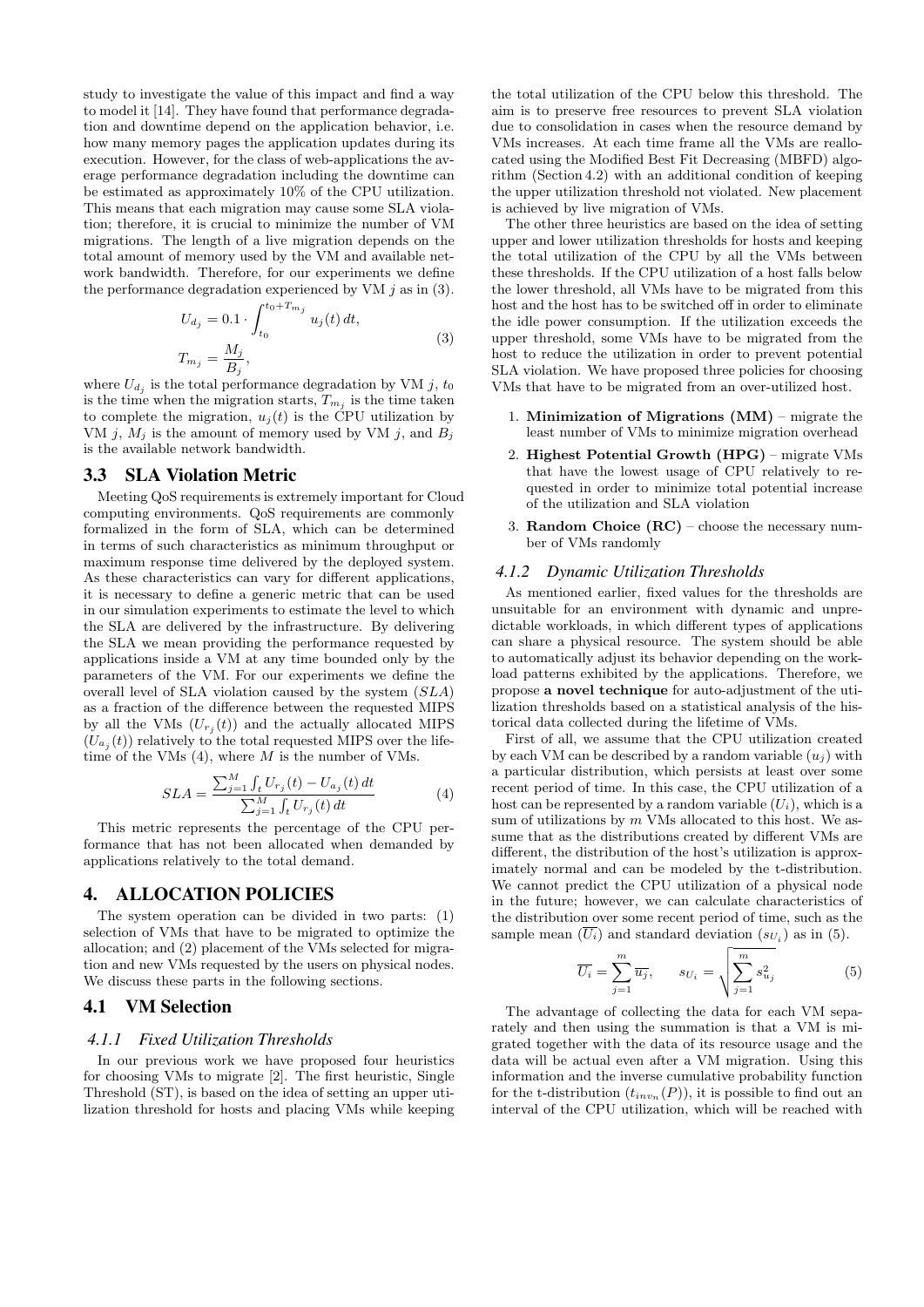study to investigate the value of this impact and find a way to model it [14]. They have found that performance degradation and downtime depend on the application behavior, i.e. how many memory pages the application updates during its execution. However, for the class of web-applications the average performance degradation including the downtime can be estimated as approximately 10% of the CPU utilization. This means that each migration may cause some SLA violation; therefore, it is crucial to minimize the number of VM migrations. The length of a live migration depends on the total amount of memory used by the VM and available network bandwidth. Therefore, for our experiments we define the performance degradation experienced by VM $j$ as in (3).

$$
\begin{aligned}
U_{d_j} &= 0.1 \cdot \int_{t_0}^{t_0+T_{m_j}} u_j(t)\,dt, \\
T_{m_j} &= \frac{M_j}{B_j},
\end{aligned}
\tag{3}
$$

where $U_{d_j}$ is the total performance degradation by VM $j$, $t_0$ is the time when the migration starts, $T_{m_j}$ is the time taken to complete the migration, $u_j(t)$ is the CPU utilization by VM $j$, $M_j$ is the amount of memory used by VM $j$, and $B_j$ is the available network bandwidth.

## 3.3 SLA Violation Metric

Meeting QoS requirements is extremely important for Cloud computing environments. QoS requirements are commonly formalized in the form of SLA, which can be determined in terms of such characteristics as minimum throughput or maximum response time delivered by the deployed system. As these characteristics can vary for different applications, it is necessary to define a generic metric that can be used in our simulation experiments to estimate the level to which the SLA are delivered by the infrastructure. By delivering the SLA we mean providing the performance requested by applications inside a VM at any time bounded only by the parameters of the VM. For our experiments we define the overall level of SLA violation caused by the system ($SLA$) as a fraction of the difference between the requested MIPS by all the VMs ($U_{r_j}(t)$) and the actually allocated MIPS ($U_{a_j}(t)$) relatively to the total requested MIPS over the lifetime of the VMs (4), where $M$ is the number of VMs.

$$
SLA = \frac{\sum_{j=1}^{M} \int_t U_{r_j}(t) - U_{a_j}(t)\,dt}{\sum_{j=1}^{M} \int_t U_{r_j}(t)\,dt}
\tag{4}
$$

This metric represents the percentage of the CPU performance that has not been allocated when demanded by applications relatively to the total demand.

# 4. ALLOCATION POLICIES

The system operation can be divided in two parts: (1) selection of VMs that have to be migrated to optimize the allocation; and (2) placement of the VMs selected for migration and new VMs requested by the users on physical nodes. We discuss these parts in the following sections.

## 4.1 VM Selection

### *4.1.1 Fixed Utilization Thresholds*

In our previous work we have proposed four heuristics for choosing VMs to migrate [2]. The first heuristic, Single Threshold (ST), is based on the idea of setting an upper utilization threshold for hosts and placing VMs while keeping the total utilization of the CPU below this threshold. The aim is to preserve free resources to prevent SLA violation due to consolidation in cases when the resource demand by VMs increases. At each time frame all the VMs are reallocated using the Modified Best Fit Decreasing (MBFD) algorithm (Section 4.2) with an additional condition of keeping the upper utilization threshold not violated. New placement is achieved by live migration of VMs.

The other three heuristics are based on the idea of setting upper and lower utilization thresholds for hosts and keeping the total utilization of the CPU by all the VMs between these thresholds. If the CPU utilization of a host falls below the lower threshold, all VMs have to be migrated from this host and the host has to be switched off in order to eliminate the idle power consumption. If the utilization exceeds the upper threshold, some VMs have to be migrated from the host to reduce the utilization in order to prevent potential SLA violation. We have proposed three policies for choosing VMs that have to be migrated from an over-utilized host.

1. **Minimization of Migrations (MM)** – migrate the least number of VMs to minimize migration overhead
2. **Highest Potential Growth (HPG)** – migrate VMs that have the lowest usage of CPU relatively to requested in order to minimize total potential increase of the utilization and SLA violation
3. **Random Choice (RC)** – choose the necessary number of VMs randomly

### *4.1.2 Dynamic Utilization Thresholds*

As mentioned earlier, fixed values for the thresholds are unsuitable for an environment with dynamic and unpredictable workloads, in which different types of applications can share a physical resource. The system should be able to automatically adjust its behavior depending on the workload patterns exhibited by the applications. Therefore, we propose **a novel technique** for auto-adjustment of the utilization thresholds based on a statistical analysis of the historical data collected during the lifetime of VMs.

First of all, we assume that the CPU utilization created by each VM can be described by a random variable ($u_j$) with a particular distribution, which persists at least over some recent period of time. In this case, the CPU utilization of a host can be represented by a random variable ($U_i$), which is a sum of utilizations by $m$ VMs allocated to this host. We assume that as the distributions created by different VMs are different, the distribution of the host's utilization is approximately normal and can be modeled by the t-distribution. We cannot predict the CPU utilization of a physical node in the future; however, we can calculate characteristics of the distribution over some recent period of time, such as the sample mean ($\overline{U_i}$) and standard deviation ($s_{U_i}$) as in (5).

$$
\overline{U_i} = \sum_{j=1}^{m} \overline{u_j}, \qquad s_{U_i} = \sqrt{\sum_{j=1}^{m} s_{u_j}^2}
\tag{5}
$$

The advantage of collecting the data for each VM separately and then using the summation is that a VM is migrated together with the data of its resource usage and the data will be actual even after a VM migration. Using this information and the inverse cumulative probability function for the t-distribution ($t_{inv_n}(P)$), it is possible to find out an interval of the CPU utilization, which will be reached with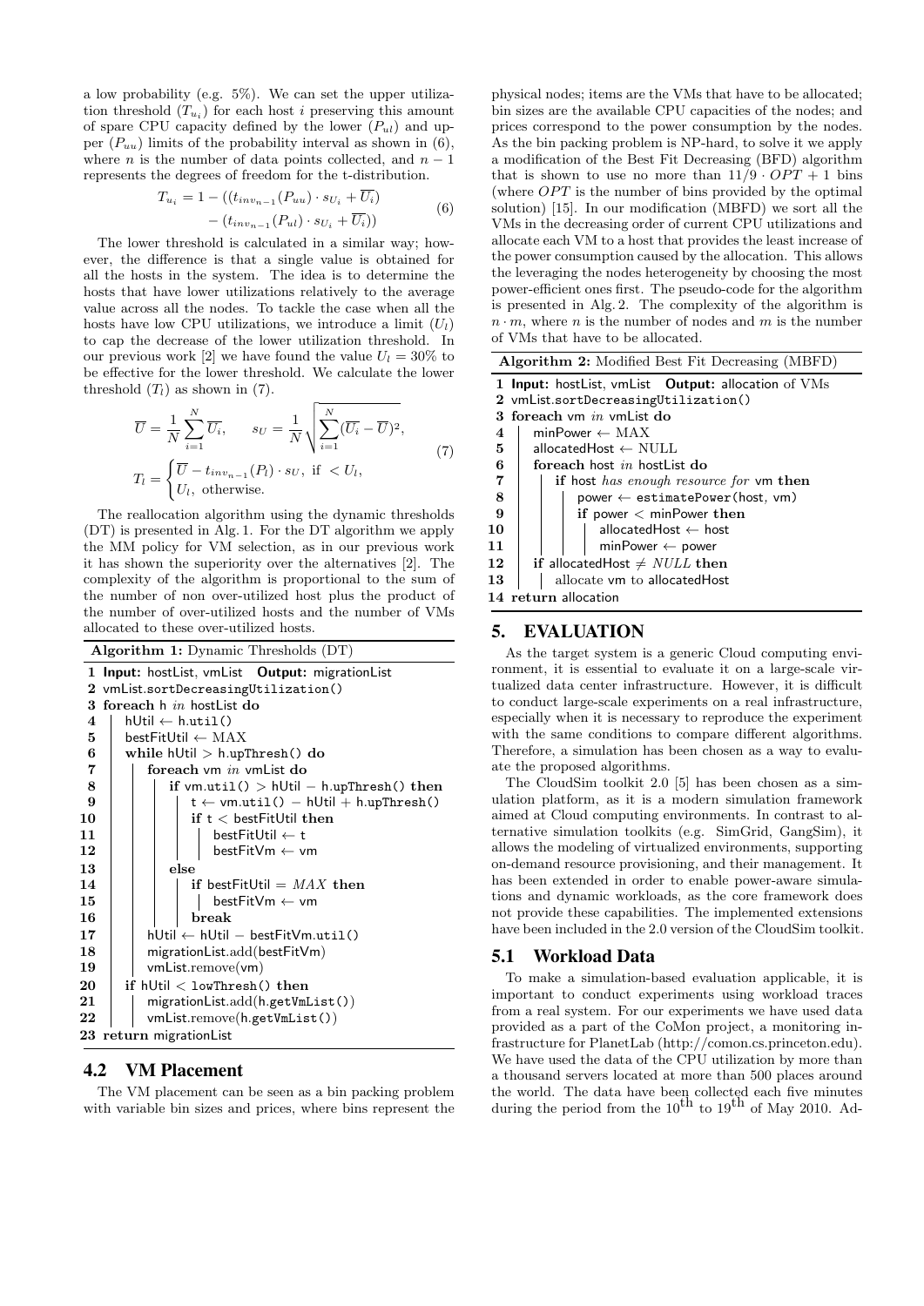a low probability (e.g. 5%). We can set the upper utilization threshold ($T_{u_i}$) for each host $i$ preserving this amount of spare CPU capacity defined by the lower ($P_{ul}$) and upper ($P_{uu}$) limits of the probability interval as shown in (6), where $n$ is the number of data points collected, and $n-1$ represents the degrees of freedom for the t-distribution.

$$
\begin{aligned}
T_{u_i} = 1 - ((t_{inv_{n-1}}(P_{uu}) \cdot s_{U_i} + \overline{U_i}) \\
- (t_{inv_{n-1}}(P_{ul}) \cdot s_{U_i} + \overline{U_i}))
\end{aligned}
\tag{6}
$$

The lower threshold is calculated in a similar way; however, the difference is that a single value is obtained for all the hosts in the system. The idea is to determine the hosts that have lower utilizations relatively to the average value across all the nodes. To tackle the case when all the hosts have low CPU utilizations, we introduce a limit ($U_l$) to cap the decrease of the lower utilization threshold. In our previous work [2] we have found the value $U_l = 30\%$ to be effective for the lower threshold. We calculate the lower threshold ($T_l$) as shown in (7).

$$
\begin{aligned}
&\overline{U} = \frac{1}{N}\sum_{i=1}^{N}\overline{U_i}, \qquad s_U = \frac{1}{N}\sqrt{\sum_{i=1}^{N}(\overline{U_i} - \overline{U})^2}, \\
&T_l = \begin{cases} \overline{U} - t_{inv_{n-1}}(P_l) \cdot s_U, & \text{if } < U_l, \\ U_l, & \text{otherwise.} \end{cases}
\end{aligned}
\tag{7}
$$

The reallocation algorithm using the dynamic thresholds (DT) is presented in Alg. 1. For the DT algorithm we apply the MM policy for VM selection, as in our previous work it has shown the superiority over the alternatives [2]. The complexity of the algorithm is proportional to the sum of the number of non over-utilized host plus the product of the number of over-utilized hosts and the number of VMs allocated to these over-utilized hosts.

**Algorithm 1:** Dynamic Thresholds (DT)

```
1  Input: hostList, vmList   Output: migrationList
2  vmList.sortDecreasingUtilization()
3  foreach h in hostList do
4      hUtil ← h.util()
5      bestFitUtil ← MAX
6      while hUtil > h.upThresh() do
7          foreach vm in vmList do
8              if vm.util() > hUtil − h.upThresh() then
9                  t ← vm.util() − hUtil + h.upThresh()
10                 if t < bestFitUtil then
11                     bestFitUtil ← t
12                     bestFitVm ← vm
13             else
14                 if bestFitUtil = MAX then
15                     bestFitVm ← vm
16                 break
17         hUtil ← hUtil − bestFitVm.util()
18         migrationList.add(bestFitVm)
19         vmList.remove(vm)
20     if hUtil < lowThresh() then
21         migrationList.add(h.getVmList())
22         vmList.remove(h.getVmList())
23 return migrationList
```

## 4.2 VM Placement

The VM placement can be seen as a bin packing problem with variable bin sizes and prices, where bins represent the physical nodes; items are the VMs that have to be allocated; bin sizes are the available CPU capacities of the nodes; and prices correspond to the power consumption by the nodes. As the bin packing problem is NP-hard, to solve it we apply a modification of the Best Fit Decreasing (BFD) algorithm that is shown to use no more than $11/9 \cdot OPT + 1$ bins (where $OPT$ is the number of bins provided by the optimal solution) [15]. In our modification (MBFD) we sort all the VMs in the decreasing order of current CPU utilizations and allocate each VM to a host that provides the least increase of the power consumption caused by the allocation. This allows the leveraging the nodes heterogeneity by choosing the most power-efficient ones first. The pseudo-code for the algorithm is presented in Alg. 2. The complexity of the algorithm is $n \cdot m$, where $n$ is the number of nodes and $m$ is the number of VMs that have to be allocated.

**Algorithm 2:** Modified Best Fit Decreasing (MBFD)

```
1  Input: hostList, vmList   Output: allocation of VMs
2  vmList.sortDecreasingUtilization()
3  foreach vm in vmList do
4      minPower ← MAX
5      allocatedHost ← NULL
6      foreach host in hostList do
7          if host has enough resource for vm then
8              power ← estimatePower(host, vm)
9              if power < minPower then
10                 allocatedHost ← host
11                 minPower ← power
12     if allocatedHost ≠ NULL then
13         allocate vm to allocatedHost
14 return allocation
```

# 5. EVALUATION

As the target system is a generic Cloud computing environment, it is essential to evaluate it on a large-scale virtualized data center infrastructure. However, it is difficult to conduct large-scale experiments on a real infrastructure, especially when it is necessary to reproduce the experiment with the same conditions to compare different algorithms. Therefore, a simulation has been chosen as a way to evaluate the proposed algorithms.

The CloudSim toolkit 2.0 [5] has been chosen as a simulation platform, as it is a modern simulation framework aimed at Cloud computing environments. In contrast to alternative simulation toolkits (e.g. SimGrid, GangSim), it allows the modeling of virtualized environments, supporting on-demand resource provisioning, and their management. It has been extended in order to enable power-aware simulations and dynamic workloads, as the core framework does not provide these capabilities. The implemented extensions have been included in the 2.0 version of the CloudSim toolkit.

## 5.1 Workload Data

To make a simulation-based evaluation applicable, it is important to conduct experiments using workload traces from a real system. For our experiments we have used data provided as a part of the CoMon project, a monitoring infrastructure for PlanetLab (http://comon.cs.princeton.edu). We have used the data of the CPU utilization by more than a thousand servers located at more than 500 places around the world. The data have been collected each five minutes during the period from the $10^{\text{th}}$ to $19^{\text{th}}$ of May 2010. Ad-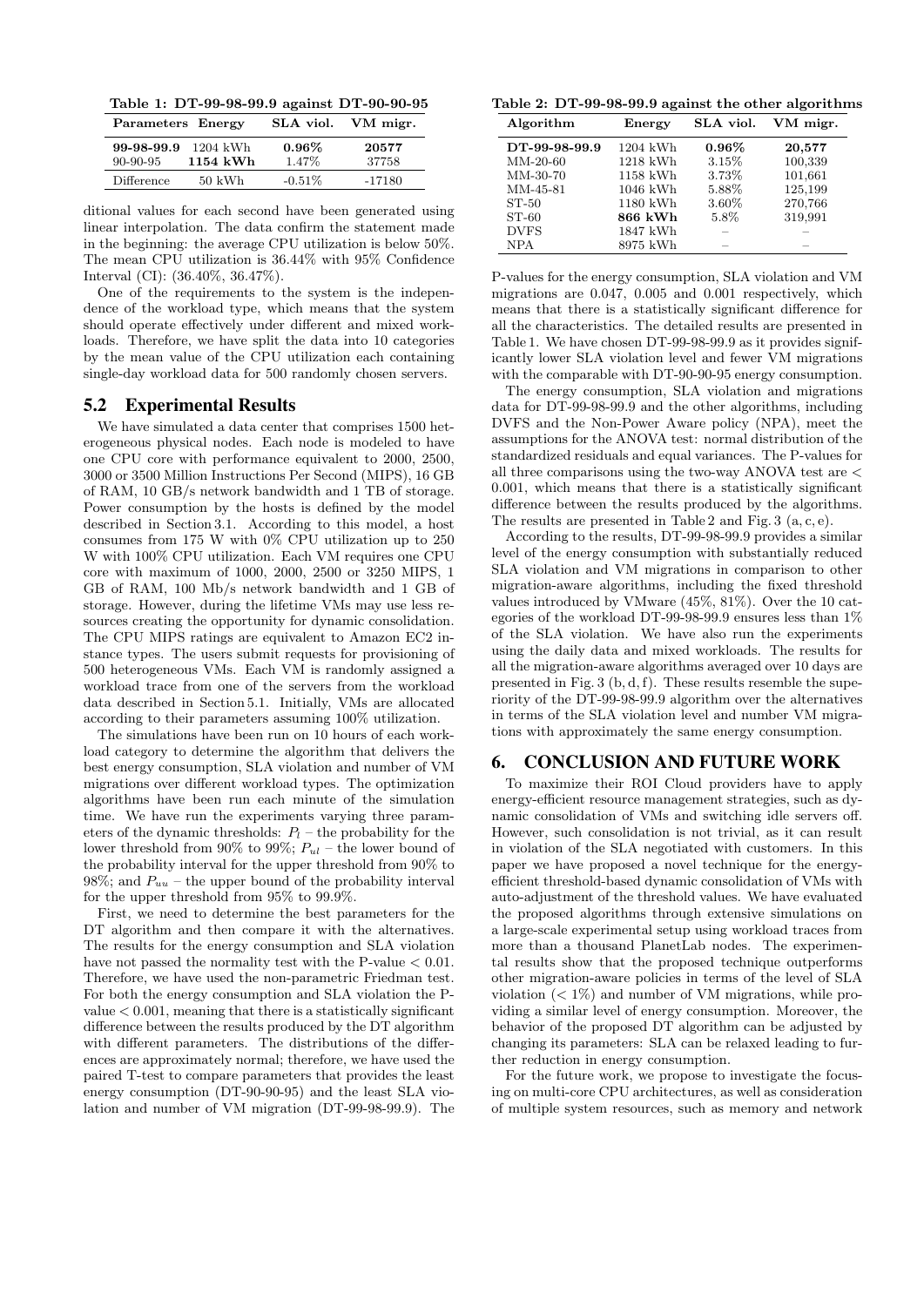Table 1: DT-99-98-99.9 against DT-90-90-95

| Parameters | Energy | SLA viol. | VM migr. |
|---|---|---|---|
| **99-98-99.9** | 1204 kWh | **0.96%** | **20577** |
| 90-90-95 | **1154 kWh** | 1.47% | 37758 |
| Difference | 50 kWh | -0.51% | -17180 |

ditional values for each second have been generated using linear interpolation. The data confirm the statement made in the beginning: the average CPU utilization is below 50%. The mean CPU utilization is 36.44% with 95% Confidence Interval (CI): (36.40%, 36.47%).

One of the requirements to the system is the independence of the workload type, which means that the system should operate effectively under different and mixed workloads. Therefore, we have split the data into 10 categories by the mean value of the CPU utilization each containing single-day workload data for 500 randomly chosen servers.

## 5.2 Experimental Results

We have simulated a data center that comprises 1500 heterogeneous physical nodes. Each node is modeled to have one CPU core with performance equivalent to 2000, 2500, 3000 or 3500 Million Instructions Per Second (MIPS), 16 GB of RAM, 10 GB/s network bandwidth and 1 TB of storage. Power consumption by the hosts is defined by the model described in Section 3.1. According to this model, a host consumes from 175 W with 0% CPU utilization up to 250 W with 100% CPU utilization. Each VM requires one CPU core with maximum of 1000, 2000, 2500 or 3250 MIPS, 1 GB of RAM, 100 Mb/s network bandwidth and 1 GB of storage. However, during the lifetime VMs may use less resources creating the opportunity for dynamic consolidation. The CPU MIPS ratings are equivalent to Amazon EC2 instance types. The users submit requests for provisioning of 500 heterogeneous VMs. Each VM is randomly assigned a workload trace from one of the servers from the workload data described in Section 5.1. Initially, VMs are allocated according to their parameters assuming 100% utilization.

The simulations have been run on 10 hours of each workload category to determine the algorithm that delivers the best energy consumption, SLA violation and number of VM migrations over different workload types. The optimization algorithms have been run each minute of the simulation time. We have run the experiments varying three parameters of the dynamic thresholds: $P_l$ – the probability for the lower threshold from 90% to 99%; $P_{ul}$ – the lower bound of the probability interval for the upper threshold from 90% to 98%; and $P_{uu}$ – the upper bound of the probability interval for the upper threshold from 95% to 99.9%.

First, we need to determine the best parameters for the DT algorithm and then compare it with the alternatives. The results for the energy consumption and SLA violation have not passed the normality test with the P-value $< 0.01$. Therefore, we have used the non-parametric Friedman test. For both the energy consumption and SLA violation the P-value $< 0.001$, meaning that there is a statistically significant difference between the results produced by the DT algorithm with different parameters. The distributions of the differences are approximately normal; therefore, we have used the paired T-test to compare parameters that provides the least energy consumption (DT-90-90-95) and the least SLA violation and number of VM migration (DT-99-98-99.9). The P-values for the energy consumption, SLA violation and VM migrations are 0.047, 0.005 and 0.001 respectively, which means that there is a statistically significant difference for all the characteristics. The detailed results are presented in Table 1. We have chosen DT-99-98-99.9 as it provides significantly lower SLA violation level and fewer VM migrations with the comparable with DT-90-90-95 energy consumption.

Table 2: DT-99-98-99.9 against the other algorithms

| Algorithm | Energy | SLA viol. | VM migr. |
|---|---|---|---|
| **DT-99-98-99.9** | 1204 kWh | **0.96%** | **20,577** |
| MM-20-60 | 1218 kWh | 3.15% | 100,339 |
| MM-30-70 | 1158 kWh | 3.73% | 101,661 |
| MM-45-81 | 1046 kWh | 5.88% | 125,199 |
| ST-50 | 1180 kWh | 3.60% | 270,766 |
| ST-60 | **866 kWh** | 5.8% | 319,991 |
| DVFS | 1847 kWh | – | – |
| NPA | 8975 kWh | – | – |

The energy consumption, SLA violation and migrations data for DT-99-98-99.9 and the other algorithms, including DVFS and the Non-Power Aware policy (NPA), meet the assumptions for the ANOVA test: normal distribution of the standardized residuals and equal variances. The P-values for all three comparisons using the two-way ANOVA test are $<$ 0.001, which means that there is a statistically significant difference between the results produced by the algorithms. The results are presented in Table 2 and Fig. 3 (a, c, e).

According to the results, DT-99-98-99.9 provides a similar level of the energy consumption with substantially reduced SLA violation and VM migrations in comparison to other migration-aware algorithms, including the fixed threshold values introduced by VMware (45%, 81%). Over the 10 categories of the workload DT-99-98-99.9 ensures less than 1% of the SLA violation. We have also run the experiments using the daily data and mixed workloads. The results for all the migration-aware algorithms averaged over 10 days are presented in Fig. 3 (b, d, f). These results resemble the superiority of the DT-99-98-99.9 algorithm over the alternatives in terms of the SLA violation level and number VM migrations with approximately the same energy consumption.

# 6. CONCLUSION AND FUTURE WORK

To maximize their ROI Cloud providers have to apply energy-efficient resource management strategies, such as dynamic consolidation of VMs and switching idle servers off. However, such consolidation is not trivial, as it can result in violation of the SLA negotiated with customers. In this paper we have proposed a novel technique for the energy-efficient threshold-based dynamic consolidation of VMs with auto-adjustment of the threshold values. We have evaluated the proposed algorithms through extensive simulations on a large-scale experimental setup using workload traces from more than a thousand PlanetLab nodes. The experimental results show that the proposed technique outperforms other migration-aware policies in terms of the level of SLA violation ($<$ 1%) and number of VM migrations, while providing a similar level of energy consumption. Moreover, the behavior of the proposed DT algorithm can be adjusted by changing its parameters: SLA can be relaxed leading to further reduction in energy consumption.

For the future work, we propose to investigate the focusing on multi-core CPU architectures, as well as consideration of multiple system resources, such as memory and network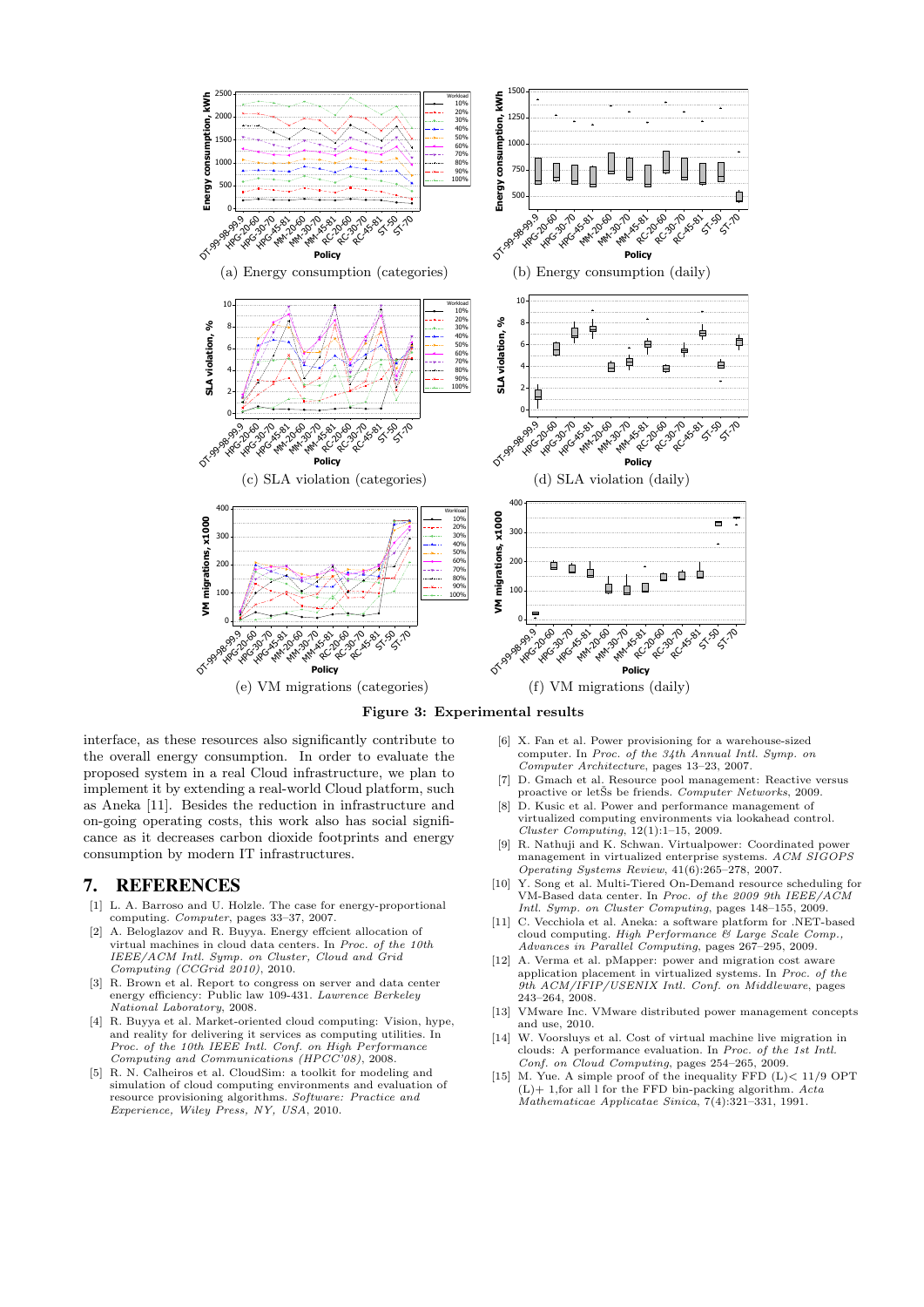Energy consumption, kWh

0
500
1000
1500
2000
2500

DT-99-98-99.9 HPG-20-60 HPG-30-70 HPG-45-81 MM-20-60 MM-30-70 MM-45-81 RC-20-60 RC-30-70 RC-45-81 ST-50 ST-70

Policy

Workload
10%
20%
30%
40%
50%
60%
70%
80%
90%
100%

(a) Energy consumption (categories)

Energy consumption, kWh

500
750
1000
1250
1500

DT-99-98-99.9 HPG-20-60 HPG-30-70 HPG-45-81 MM-20-60 MM-30-70 MM-45-81 RC-20-60 RC-30-70 RC-45-81 ST-50 ST-70

Policy

(b) Energy consumption (daily)

SLA violation, %

0
2
4
6
8
10

DT-99-98-99.9 HPG-20-60 HPG-30-70 HPG-45-81 MM-20-60 MM-30-70 MM-45-81 RC-20-60 RC-30-70 RC-45-81 ST-50 ST-70

Policy

Workload
10%
20%
30%
40%
50%
60%
70%
80%
90%
100%

(c) SLA violation (categories)

SLA violation, %

0
2
4
6
8
10

DT-99-98-99.9 HPG-20-60 HPG-30-70 HPG-45-81 MM-20-60 MM-30-70 MM-45-81 RC-20-60 RC-30-70 RC-45-81 ST-50 ST-70

Policy

(d) SLA violation (daily)

VM migrations, x1000

0
100
200
300
400

DT-99-98-99.9 HPG-20-60 HPG-30-70 HPG-45-81 MM-20-60 MM-30-70 MM-45-81 RC-20-60 RC-30-70 RC-45-81 ST-50 ST-70

Policy

Workload
10%
20%
30%
40%
50%
60%
70%
80%
90%
100%

(e) VM migrations (categories)

VM migrations, x1000

0
100
200
300
400

DT-99-98-99.9 HPG-20-60 HPG-30-70 HPG-45-81 MM-20-60 MM-30-70 MM-45-81 RC-20-60 RC-30-70 RC-45-81 ST-50 ST-70

Policy

(f) VM migrations (daily)

**Figure 3: Experimental results**

interface, as these resources also significantly contribute to the overall energy consumption. In order to evaluate the proposed system in a real Cloud infrastructure, we plan to implement it by extending a real-world Cloud platform, such as Aneka [11]. Besides the reduction in infrastructure and on-going operating costs, this work also has social significance as it decreases carbon dioxide footprints and energy consumption by modern IT infrastructures.

# 7. REFERENCES

[1] L. A. Barroso and U. Holzle. The case for energy-proportional computing. *Computer*, pages 33–37, 2007.

[2] A. Beloglazov and R. Buyya. Energy effcient allocation of virtual machines in cloud data centers. In *Proc. of the 10th IEEE/ACM Intl. Symp. on Cluster, Cloud and Grid Computing (CCGrid 2010)*, 2010.

[3] R. Brown et al. Report to congress on server and data center energy efficiency: Public law 109-431. *Lawrence Berkeley National Laboratory*, 2008.

[4] R. Buyya et al. Market-oriented cloud computing: Vision, hype, and reality for delivering it services as computing utilities. In *Proc. of the 10th IEEE Intl. Conf. on High Performance Computing and Communications (HPCC'08)*, 2008.

[5] R. N. Calheiros et al. CloudSim: a toolkit for modeling and simulation of cloud computing environments and evaluation of resource provisioning algorithms. *Software: Practice and Experience, Wiley Press, NY, USA*, 2010.

[6] X. Fan et al. Power provisioning for a warehouse-sized computer. In *Proc. of the 34th Annual Intl. Symp. on Computer Architecture*, pages 13–23, 2007.

[7] D. Gmach et al. Resource pool management: Reactive versus proactive or letŠs be friends. *Computer Networks*, 2009.

[8] D. Kusic et al. Power and performance management of virtualized computing environments via lookahead control. *Cluster Computing*, 12(1):1–15, 2009.

[9] R. Nathuji and K. Schwan. Virtualpower: Coordinated power management in virtualized enterprise systems. *ACM SIGOPS Operating Systems Review*, 41(6):265–278, 2007.

[10] Y. Song et al. Multi-Tiered On-Demand resource scheduling for VM-Based data center. In *Proc. of the 2009 9th IEEE/ACM Intl. Symp. on Cluster Computing*, pages 148–155, 2009.

[11] C. Vecchiola et al. Aneka: a software platform for .NET-based cloud computing. *High Performance & Large Scale Comp., Advances in Parallel Computing*, pages 267–295, 2009.

[12] A. Verma et al. pMapper: power and migration cost aware application placement in virtualized systems. In *Proc. of the 9th ACM/IFIP/USENIX Intl. Conf. on Middleware*, pages 243–264, 2008.

[13] VMware Inc. VMware distributed power management concepts and use, 2010.

[14] W. Voorsluys et al. Cost of virtual machine live migration in clouds: A performance evaluation. In *Proc. of the 1st Intl. Conf. on Cloud Computing*, pages 254–265, 2009.

[15] M. Yue. A simple proof of the inequality FFD (L)< 11/9 OPT (L)+ 1,for all l for the FFD bin-packing algorithm. *Acta Mathematicae Applicatae Sinica*, 7(4):321–331, 1991.